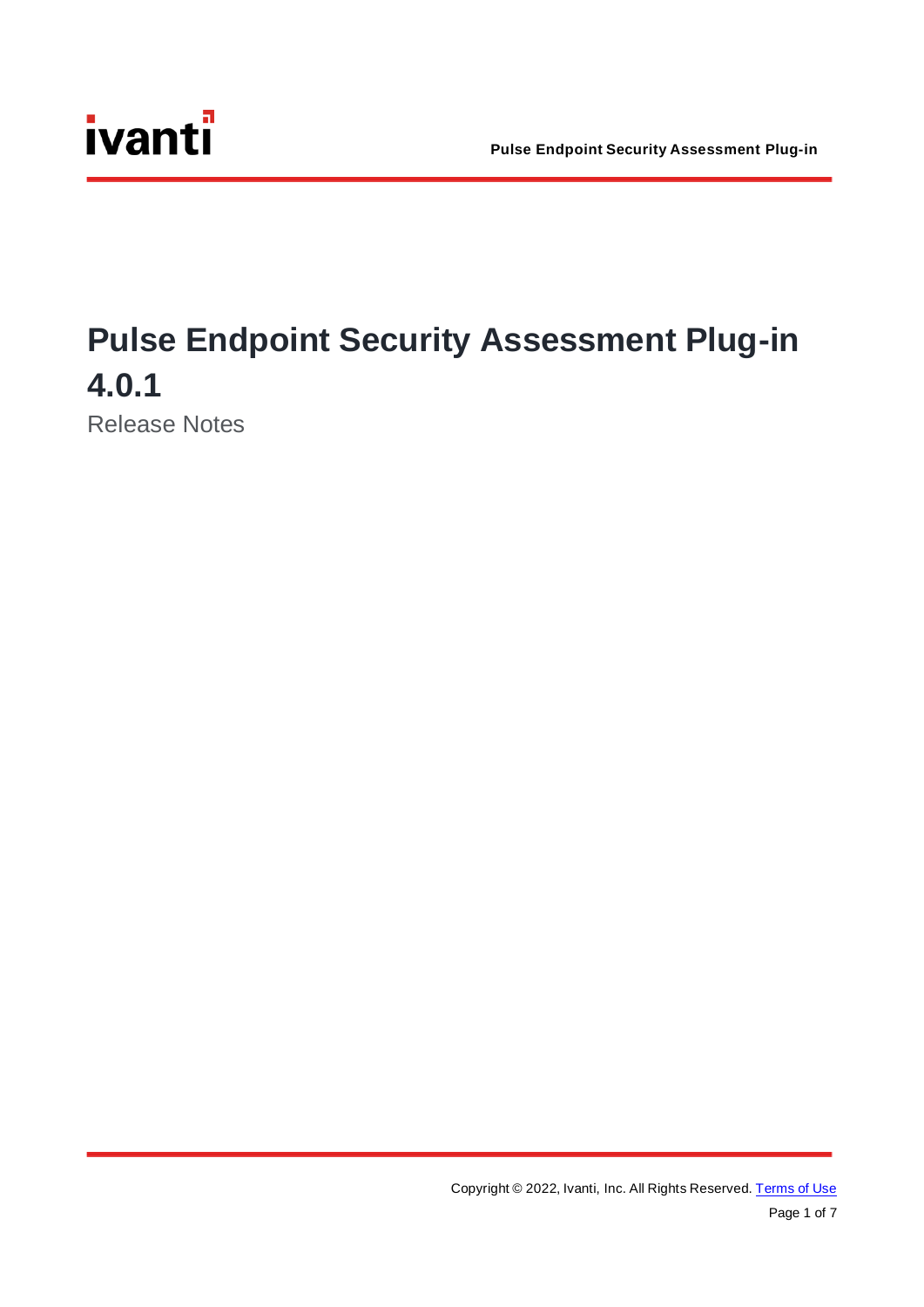# Pulse Endpoint Security Assessment Plug-in 4.0.1

Release Notes

Copyright © 2022, Ivanti, Inc. All Rights Reserved. Terms of Use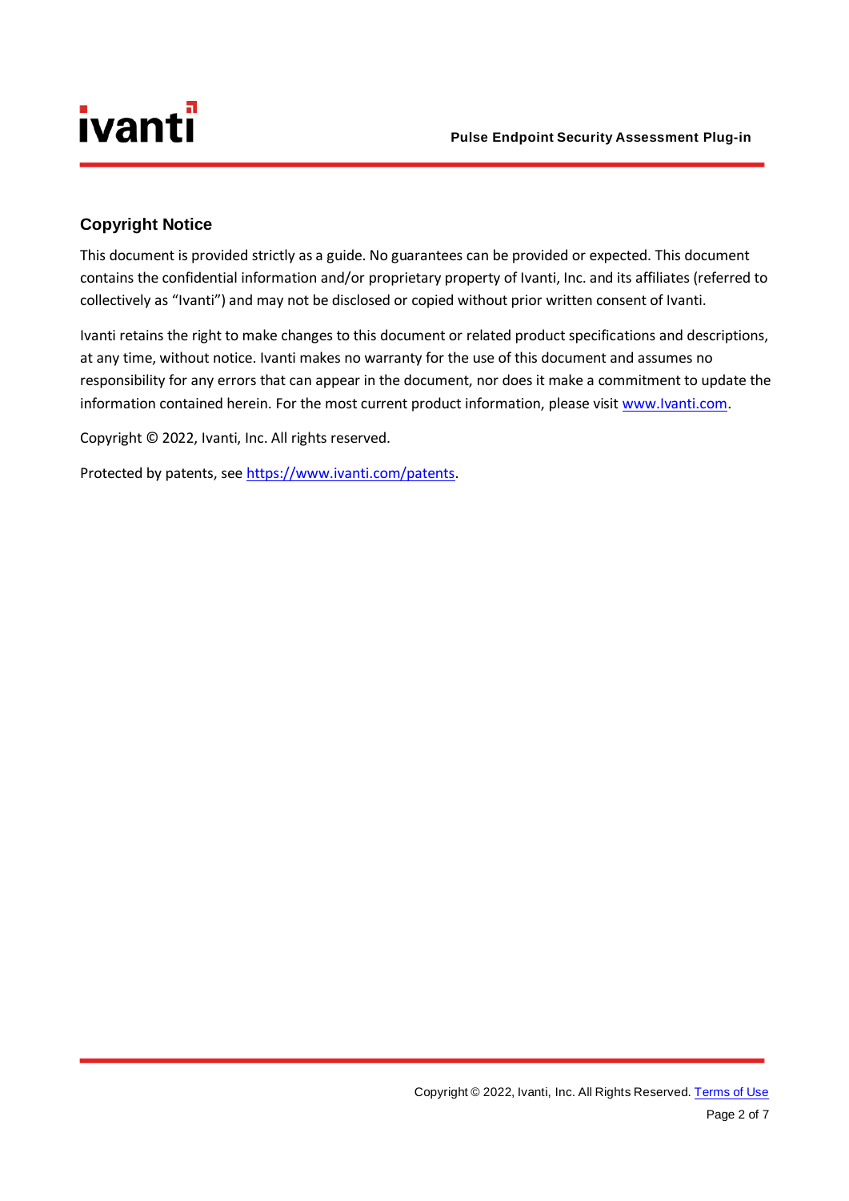## Copyright Notice

This document is provided strictly as a guide. No guarantees can be provided or expected. This document contains the confidential information and/or proprietary property of Ivanti, Inc. and its affiliates (referred to collectively as “Ivanti”) and may not be disclosed or copied without prior written consent of Ivanti.

Ivanti retains the right to make changes to this document or related product specifications and descriptions, at any time, without notice. Ivanti makes no warranty for the use of this document and assumes no responsibility for any errors that can appear in the document, nor does it make a commitment to update the information contained herein. For the most current product information, please visit [www.Ivanti.com](http://www.Ivanti.com).

Copyright © 2022, Ivanti, Inc. All rights reserved.

Protected by patents, see [https://www.ivanti.com/patents](https://www.ivanti.com/patents).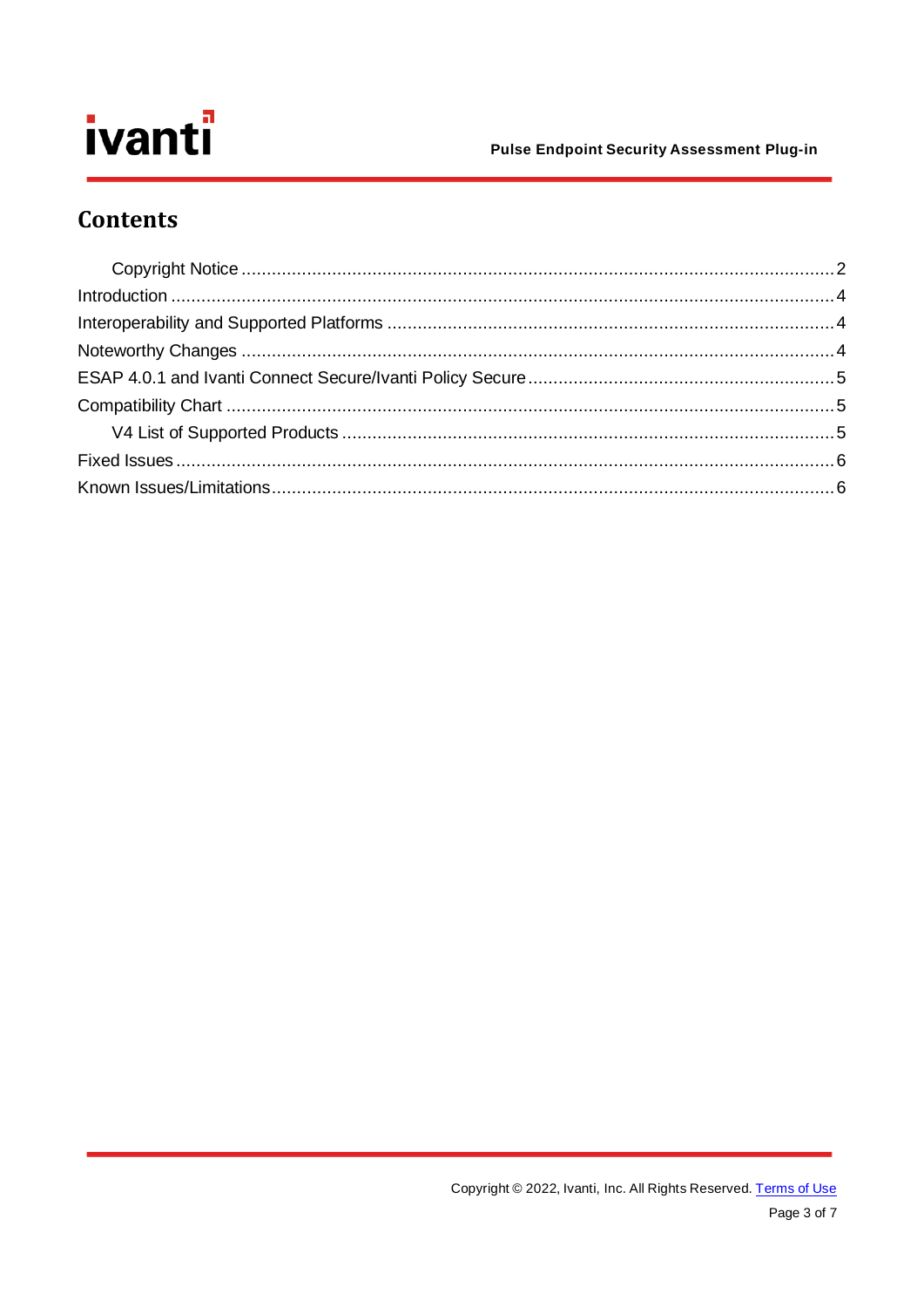# Contents

- Copyright Notice ........ 2
- Introduction ........ 4
- Interoperability and Supported Platforms ........ 4
- Noteworthy Changes ........ 4
- ESAP 4.0.1 and Ivanti Connect Secure/Ivanti Policy Secure ........ 5
- Compatibility Chart ........ 5
  - V4 List of Supported Products ........ 5
- Fixed Issues ........ 6
- Known Issues/Limitations ........ 6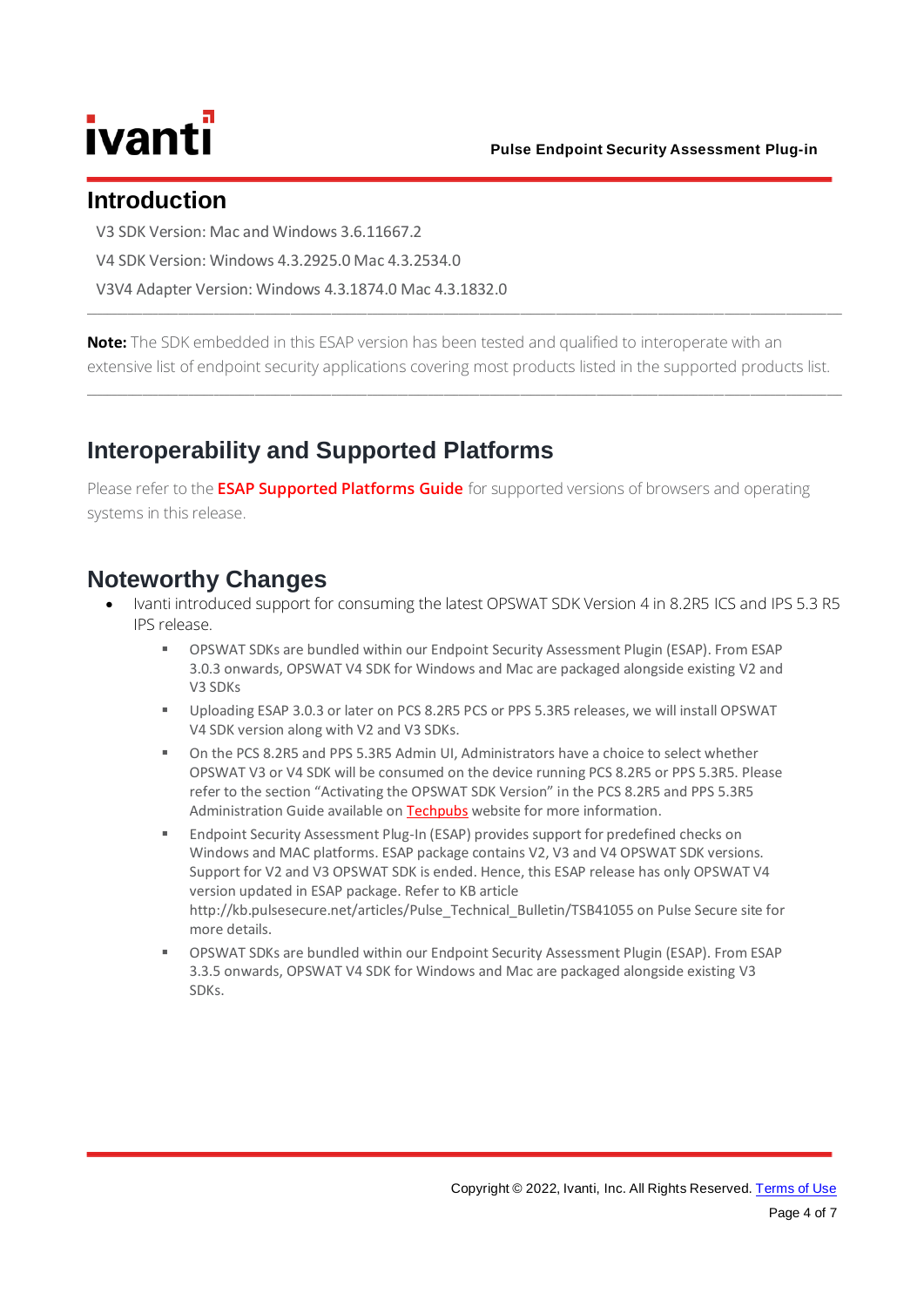## Introduction

V3 SDK Version: Mac and Windows 3.6.11667.2

V4 SDK Version: Windows 4.3.2925.0 Mac 4.3.2534.0

V3V4 Adapter Version: Windows 4.3.1874.0 Mac 4.3.1832.0

---

**Note:** The SDK embedded in this ESAP version has been tested and qualified to interoperate with an extensive list of endpoint security applications covering most products listed in the supported products list.

---

## Interoperability and Supported Platforms

Please refer to the **ESAP Supported Platforms Guide** for supported versions of browsers and operating systems in this release.

## Noteworthy Changes

- Ivanti introduced support for consuming the latest OPSWAT SDK Version 4 in 8.2R5 ICS and IPS 5.3 R5 IPS release.
  - OPSWAT SDKs are bundled within our Endpoint Security Assessment Plugin (ESAP). From ESAP 3.0.3 onwards, OPSWAT V4 SDK for Windows and Mac are packaged alongside existing V2 and V3 SDKs
  - Uploading ESAP 3.0.3 or later on PCS 8.2R5 PCS or PPS 5.3R5 releases, we will install OPSWAT V4 SDK version along with V2 and V3 SDKs.
  - On the PCS 8.2R5 and PPS 5.3R5 Admin UI, Administrators have a choice to select whether OPSWAT V3 or V4 SDK will be consumed on the device running PCS 8.2R5 or PPS 5.3R5. Please refer to the section "Activating the OPSWAT SDK Version" in the PCS 8.2R5 and PPS 5.3R5 Administration Guide available on Techpubs website for more information.
  - Endpoint Security Assessment Plug-In (ESAP) provides support for predefined checks on Windows and MAC platforms. ESAP package contains V2, V3 and V4 OPSWAT SDK versions. Support for V2 and V3 OPSWAT SDK is ended. Hence, this ESAP release has only OPSWAT V4 version updated in ESAP package. Refer to KB article http://kb.pulsesecure.net/articles/Pulse_Technical_Bulletin/TSB41055 on Pulse Secure site for more details.
  - OPSWAT SDKs are bundled within our Endpoint Security Assessment Plugin (ESAP). From ESAP 3.3.5 onwards, OPSWAT V4 SDK for Windows and Mac are packaged alongside existing V3 SDKs.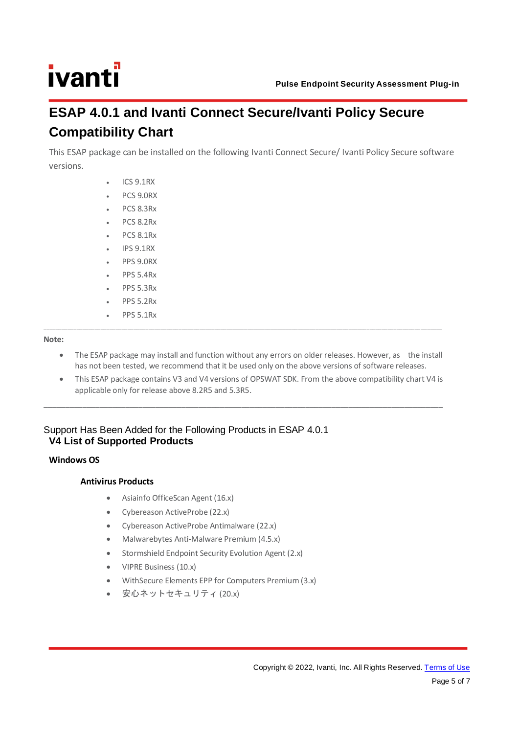# ESAP 4.0.1 and Ivanti Connect Secure/Ivanti Policy Secure Compatibility Chart

This ESAP package can be installed on the following Ivanti Connect Secure/ Ivanti Policy Secure software versions.

- ICS 9.1RX
- PCS 9.0RX
- PCS 8.3Rx
- PCS 8.2Rx
- PCS 8.1Rx
- IPS 9.1RX
- PPS 9.0RX
- PPS 5.4Rx
- PPS 5.3Rx
- PPS 5.2Rx
- PPS 5.1Rx

---

**Note:**

- The ESAP package may install and function without any errors on older releases. However, as the install has not been tested, we recommend that it be used only on the above versions of software releases.
- This ESAP package contains V3 and V4 versions of OPSWAT SDK. From the above compatibility chart V4 is applicable only for release above 8.2R5 and 5.3R5.

---

Support Has Been Added for the Following Products in ESAP 4.0.1

## V4 List of Supported Products

### Windows OS

#### Antivirus Products

- Asiainfo OfficeScan Agent (16.x)
- Cybereason ActiveProbe (22.x)
- Cybereason ActiveProbe Antimalware (22.x)
- Malwarebytes Anti-Malware Premium (4.5.x)
- Stormshield Endpoint Security Evolution Agent (2.x)
- VIPRE Business (10.x)
- WithSecure Elements EPP for Computers Premium (3.x)
- 安心ネットセキュリティ (20.x)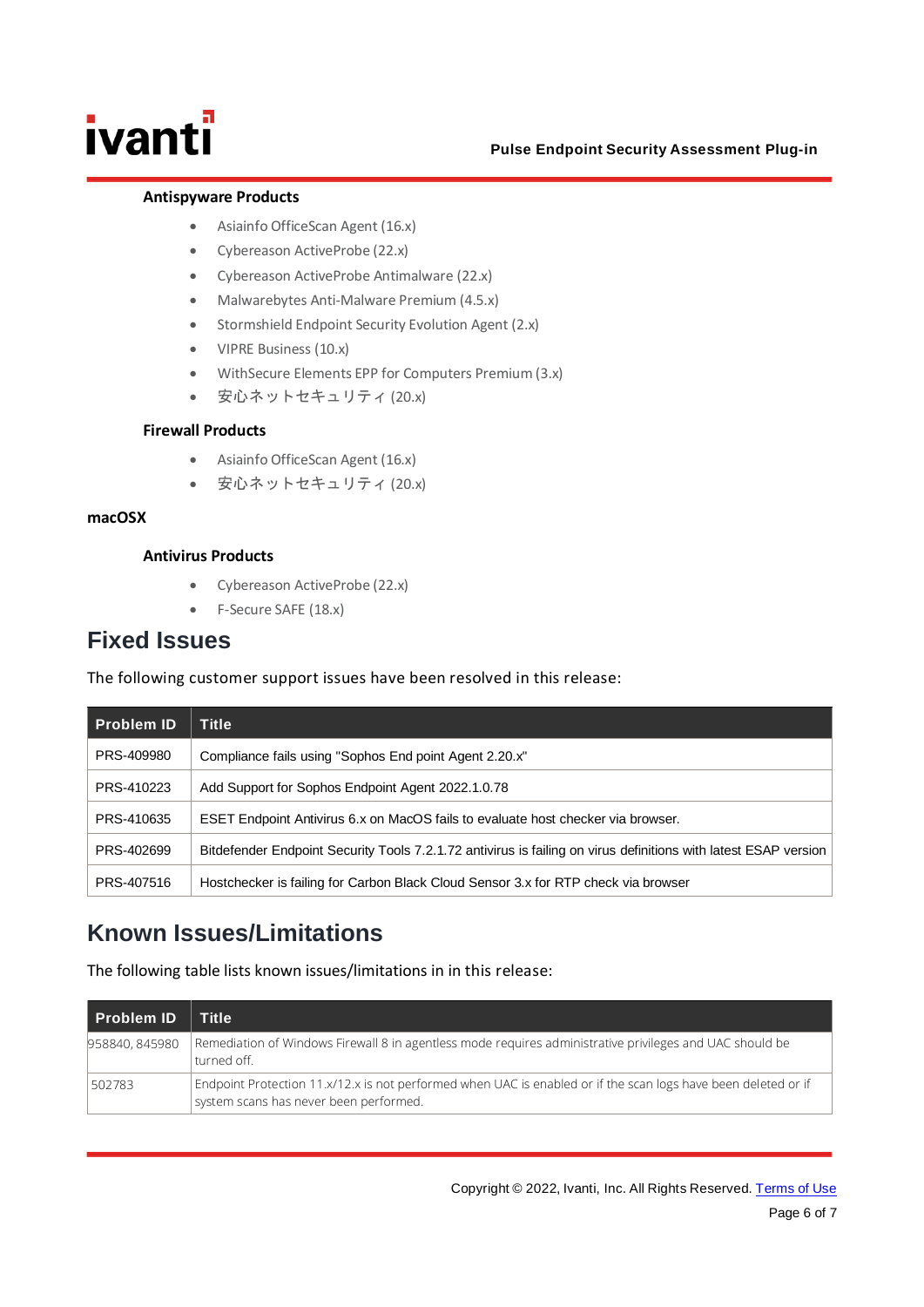### Antispyware Products

- Asiainfo OfficeScan Agent (16.x)
- Cybereason ActiveProbe (22.x)
- Cybereason ActiveProbe Antimalware (22.x)
- Malwarebytes Anti-Malware Premium (4.5.x)
- Stormshield Endpoint Security Evolution Agent (2.x)
- VIPRE Business (10.x)
- WithSecure Elements EPP for Computers Premium (3.x)
- 安心ネットセキュリティ (20.x)

### Firewall Products

- Asiainfo OfficeScan Agent (16.x)
- 安心ネットセキュリティ (20.x)

## macOSX

### Antivirus Products

- Cybereason ActiveProbe (22.x)
- F-Secure SAFE (18.x)

# Fixed Issues

The following customer support issues have been resolved in this release:

| Problem ID | Title |
|---|---|
| PRS-409980 | Compliance fails using "Sophos End point Agent 2.20.x" |
| PRS-410223 | Add Support for Sophos Endpoint Agent 2022.1.0.78 |
| PRS-410635 | ESET Endpoint Antivirus 6.x on MacOS fails to evaluate host checker via browser. |
| PRS-402699 | Bitdefender Endpoint Security Tools 7.2.1.72 antivirus is failing on virus definitions with latest ESAP version |
| PRS-407516 | Hostchecker is failing for Carbon Black Cloud Sensor 3.x for RTP check via browser |

# Known Issues/Limitations

The following table lists known issues/limitations in in this release:

| Problem ID | Title |
|---|---|
| 958840, 845980 | Remediation of Windows Firewall 8 in agentless mode requires administrative privileges and UAC should be turned off. |
| 502783 | Endpoint Protection 11.x/12.x is not performed when UAC is enabled or if the scan logs have been deleted or if system scans has never been performed. |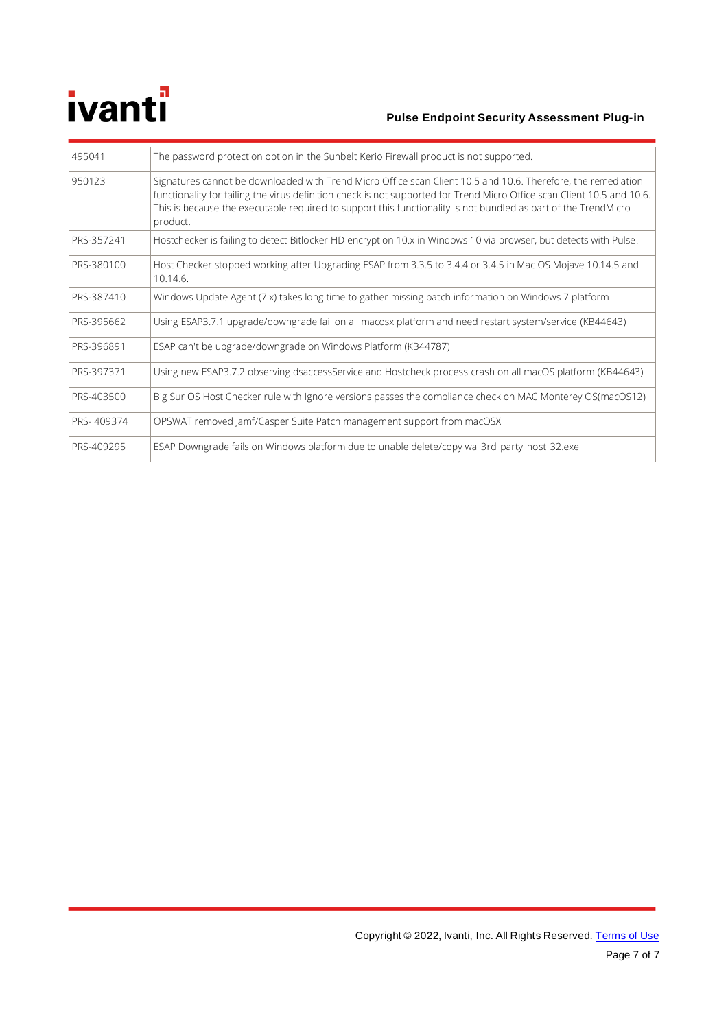| | |
|---|---|
| 495041 | The password protection option in the Sunbelt Kerio Firewall product is not supported. |
| 950123 | Signatures cannot be downloaded with Trend Micro Office scan Client 10.5 and 10.6. Therefore, the remediation functionality for failing the virus definition check is not supported for Trend Micro Office scan Client 10.5 and 10.6. This is because the executable required to support this functionality is not bundled as part of the TrendMicro product. |
| PRS-357241 | Hostchecker is failing to detect Bitlocker HD encryption 10.x in Windows 10 via browser, but detects with Pulse. |
| PRS-380100 | Host Checker stopped working after Upgrading ESAP from 3.3.5 to 3.4.4 or 3.4.5 in Mac OS Mojave 10.14.5 and 10.14.6. |
| PRS-387410 | Windows Update Agent (7.x) takes long time to gather missing patch information on Windows 7 platform |
| PRS-395662 | Using ESAP3.7.1 upgrade/downgrade fail on all macosx platform and need restart system/service (KB44643) |
| PRS-396891 | ESAP can't be upgrade/downgrade on Windows Platform (KB44787) |
| PRS-397371 | Using new ESAP3.7.2 observing dsaccessService and Hostcheck process crash on all macOS platform (KB44643) |
| PRS-403500 | Big Sur OS Host Checker rule with Ignore versions passes the compliance check on MAC Monterey OS(macOS12) |
| PRS- 409374 | OPSWAT removed Jamf/Casper Suite Patch management support from macOSX |
| PRS-409295 | ESAP Downgrade fails on Windows platform due to unable delete/copy wa_3rd_party_host_32.exe |